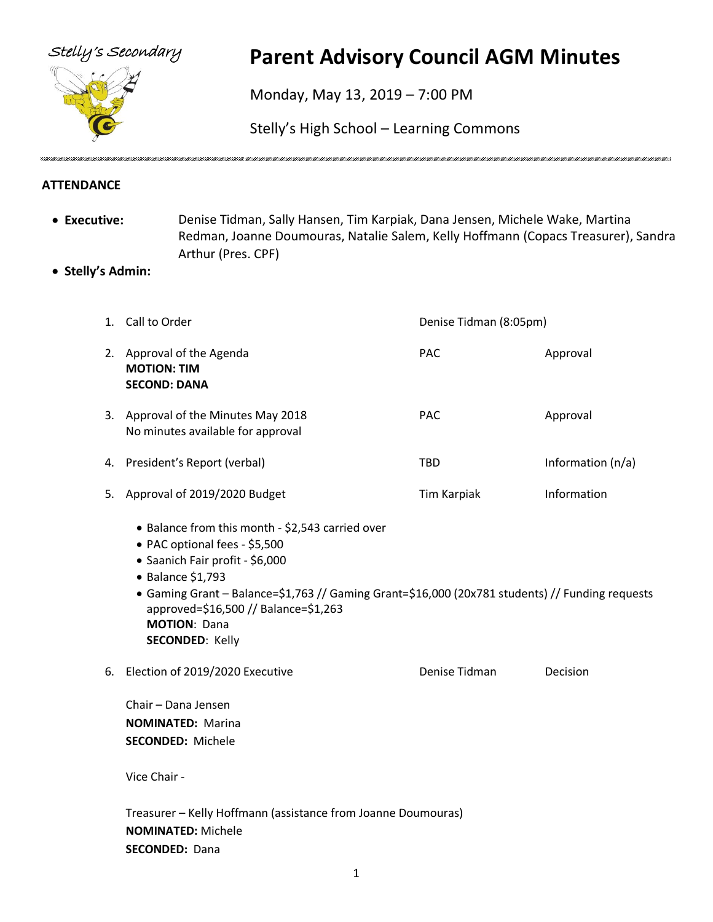Stelly's Secondary

# Parent Advisory Council AGM Minutes

Monday, May 13, 2019 – 7:00 PM

Stelly's High School – Learning Commons

## ATTENDANCE

- **Executive:** Denise Tidman, Sally Hansen, Tim Karpiak, Dana Jensen, Michele Wake, Martina Redman, Joanne Doumouras, Natalie Salem, Kelly Hoffmann (Copacs Treasurer), Sandra Arthur (Pres. CPF)
- **Stelly's Admin:**

| | Item | Presenter | Type |
|---|---|---|---|
| 1. | Call to Order | Denise Tidman (8:05pm) | |
| 2. | Approval of the Agenda<br>**MOTION: TIM**<br>**SECOND: DANA** | PAC | Approval |
| 3. | Approval of the Minutes May 2018<br>No minutes available for approval | PAC | Approval |
| 4. | President's Report (verbal) | TBD | Information (n/a) |
| 5. | Approval of 2019/2020 Budget | Tim Karpiak | Information |

- Balance from this month - $2,543 carried over
- PAC optional fees - $5,500
- Saanich Fair profit - $6,000
- Balance $1,793
- Gaming Grant – Balance=$1,763 // Gaming Grant=$16,000 (20x781 students) // Funding requests approved=$16,500 // Balance=$1,263

**MOTION**: Dana
**SECONDED**: Kelly

| | Item | Presenter | Type |
|---|---|---|---|
| 6. | Election of 2019/2020 Executive | Denise Tidman | Decision |

Chair – Dana Jensen
**NOMINATED:** Marina
**SECONDED:** Michele

Vice Chair -

Treasurer – Kelly Hoffmann (assistance from Joanne Doumouras)
**NOMINATED:** Michele
**SECONDED:** Dana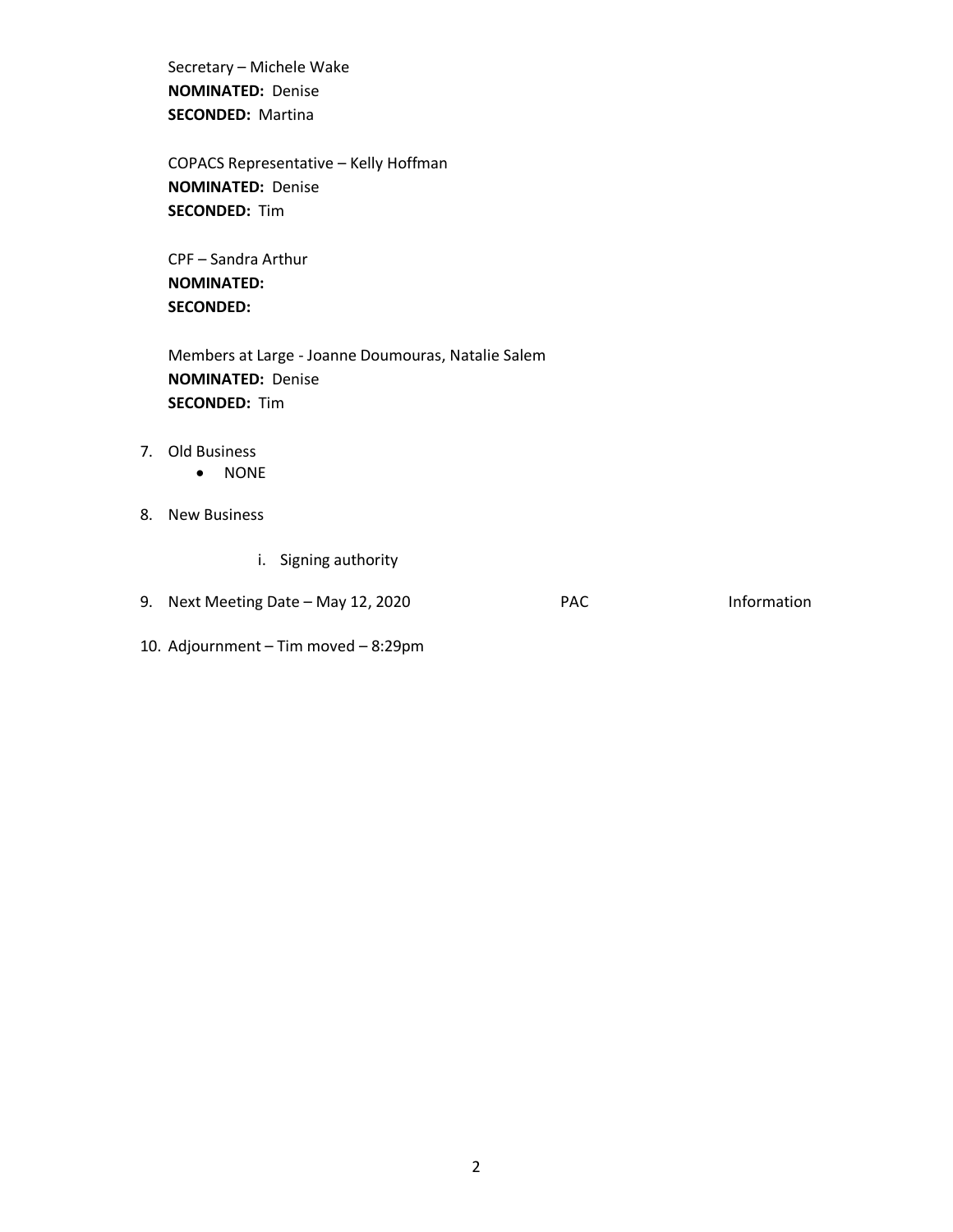Secretary – Michele Wake
**NOMINATED:** Denise
**SECONDED:** Martina

COPACS Representative – Kelly Hoffman
**NOMINATED:** Denise
**SECONDED:** Tim

CPF – Sandra Arthur
**NOMINATED:**
**SECONDED:**

Members at Large - Joanne Doumouras, Natalie Salem
**NOMINATED:** Denise
**SECONDED:** Tim

7. Old Business
   - NONE

8. New Business

   i. Signing authority

9. Next Meeting Date – May 12, 2020 PAC Information

10. Adjournment – Tim moved – 8:29pm